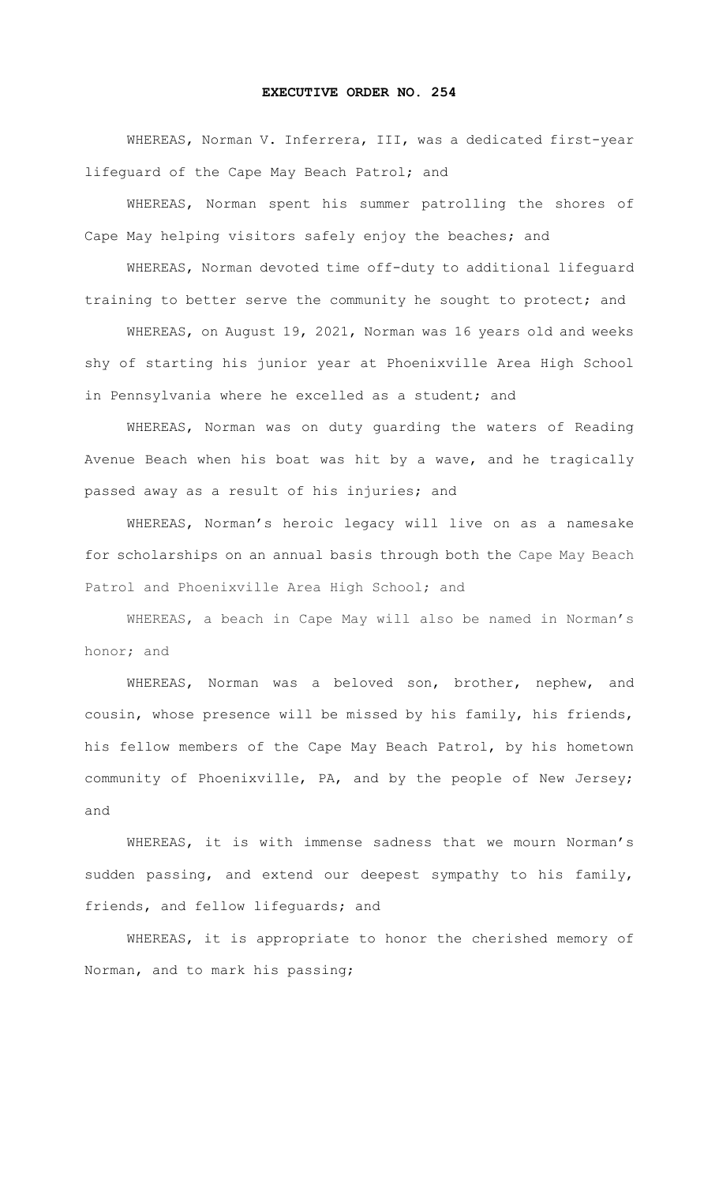# EXECUTIVE ORDER NO. 254

WHEREAS, Norman V. Inferrera, III, was a dedicated first-year lifeguard of the Cape May Beach Patrol; and

WHEREAS, Norman spent his summer patrolling the shores of Cape May helping visitors safely enjoy the beaches; and

WHEREAS, Norman devoted time off-duty to additional lifeguard training to better serve the community he sought to protect; and

WHEREAS, on August 19, 2021, Norman was 16 years old and weeks shy of starting his junior year at Phoenixville Area High School in Pennsylvania where he excelled as a student; and

WHEREAS, Norman was on duty guarding the waters of Reading Avenue Beach when his boat was hit by a wave, and he tragically passed away as a result of his injuries; and

WHEREAS, Norman's heroic legacy will live on as a namesake for scholarships on an annual basis through both the Cape May Beach Patrol and Phoenixville Area High School; and

WHEREAS, a beach in Cape May will also be named in Norman's honor; and

WHEREAS, Norman was a beloved son, brother, nephew, and cousin, whose presence will be missed by his family, his friends, his fellow members of the Cape May Beach Patrol, by his hometown community of Phoenixville, PA, and by the people of New Jersey; and

WHEREAS, it is with immense sadness that we mourn Norman's sudden passing, and extend our deepest sympathy to his family, friends, and fellow lifeguards; and

WHEREAS, it is appropriate to honor the cherished memory of Norman, and to mark his passing;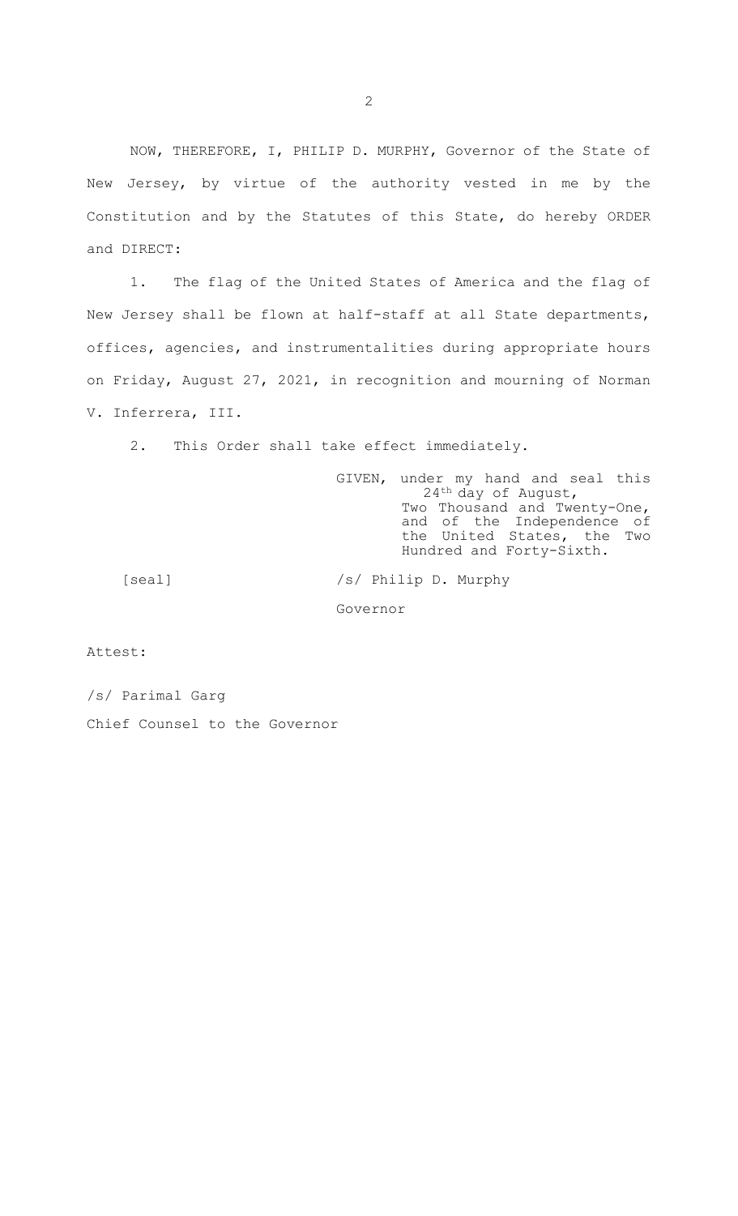NOW, THEREFORE, I, PHILIP D. MURPHY, Governor of the State of New Jersey, by virtue of the authority vested in me by the Constitution and by the Statutes of this State, do hereby ORDER and DIRECT:

1. The flag of the United States of America and the flag of New Jersey shall be flown at half-staff at all State departments, offices, agencies, and instrumentalities during appropriate hours on Friday, August 27, 2021, in recognition and mourning of Norman V. Inferrera, III.

2. This Order shall take effect immediately.

GIVEN, under my hand and seal this 24th day of August, Two Thousand and Twenty-One, and of the Independence of the United States, the Two Hundred and Forty-Sixth.

[seal]

/s/ Philip D. Murphy

Governor

Attest:

/s/ Parimal Garg

Chief Counsel to the Governor